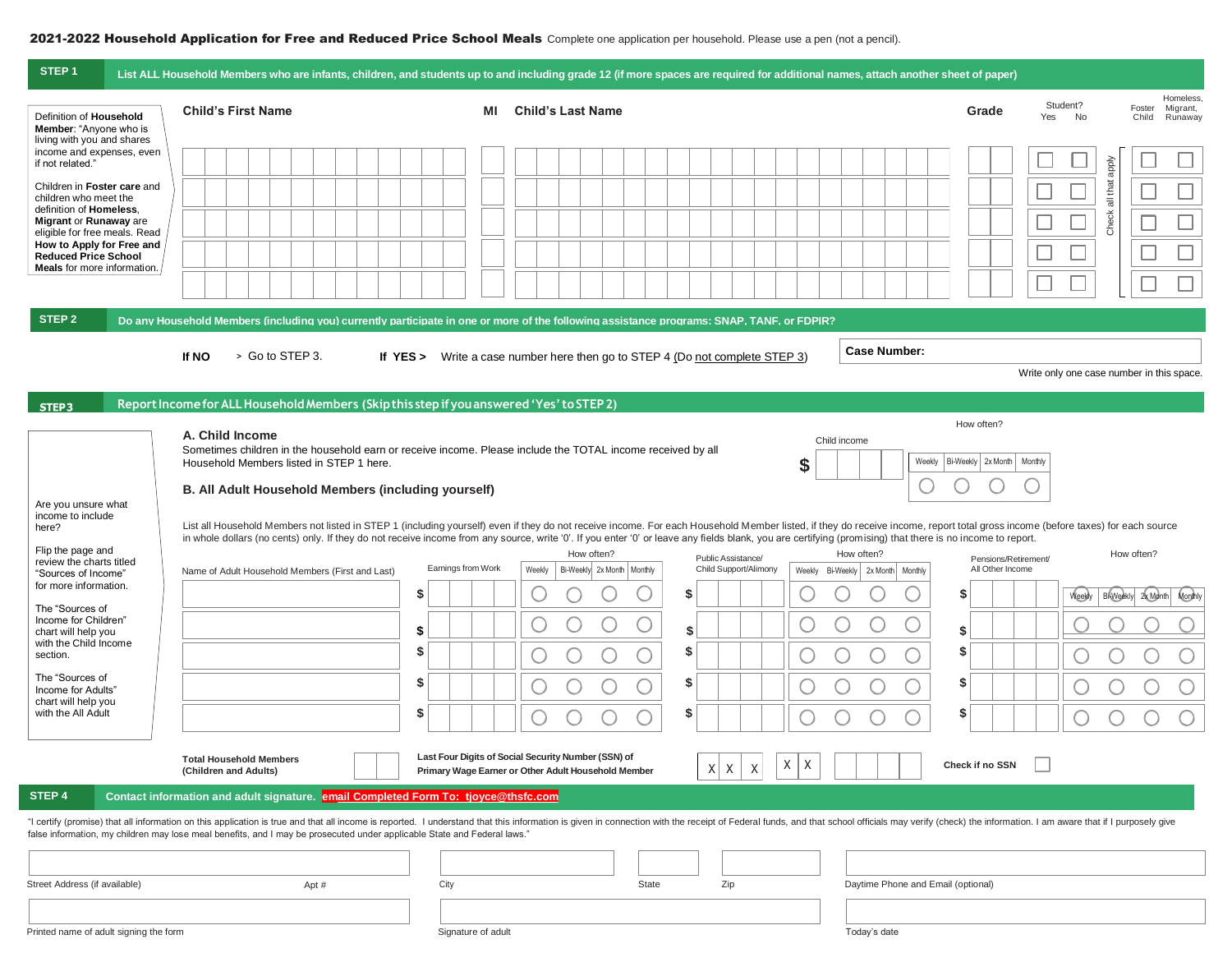**2021-2022 Household Application for Free and Reduced Price School Meals** Complete one application per household. Please use a pen (not a pencil).

## STEP 1 List ALL Household Members who are infants, children, and students up to and including grade 12 (if more spaces are required for additional names, attach another sheet of paper)

Definition of **Household Member**: "Anyone who is living with you and shares income and expenses, even if not related."

Children in **Foster care** and children who meet the definition of **Homeless**, **Migrant** or **Runaway** are eligible for free meals. Read **How to Apply for Free and Reduced Price School Meals** for more information.

| Child's First Name | MI | Child's Last Name | Grade | Student? Yes | Student? No | Foster Child | Homeless, Migrant, Runaway |
|---|---|---|---|---|---|---|---|
| | | | | ☐ | ☐ | ☐ | ☐ |
| | | | | ☐ | ☐ | ☐ | ☐ |
| | | | | ☐ | ☐ | ☐ | ☐ |
| | | | | ☐ | ☐ | ☐ | ☐ |
| | | | | ☐ | ☐ | ☐ | ☐ |

Check all that apply

## STEP 2 Do any Household Members (including you) currently participate in one or more of the following assistance programs: SNAP, TANF, or FDPIR?

**If NO** > Go to STEP 3. **If YES >** Write a case number here then go to STEP 4 (Do not complete STEP 3)

**Case Number:**

Write only one case number in this space.

## STEP 3 Report Income for ALL Household Members (Skip this step if you answered 'Yes' to STEP 2)

Are you unsure what income to include here?

Flip the page and review the charts titled "Sources of Income" for more information.

The "Sources of Income for Children" chart will help you with the Child Income section.

The "Sources of Income for Adults" chart will help you with the All Adult

### A. Child Income

Sometimes children in the household earn or receive income. Please include the TOTAL income received by all Household Members listed in STEP 1 here.

Child income $ ______ How often? ○ Weekly ○ Bi-Weekly ○ 2x Month ○ Monthly

### B. All Adult Household Members (including yourself)

List all Household Members not listed in STEP 1 (including yourself) even if they do not receive income. For each Household Member listed, if they do receive income, report total gross income (before taxes) for each source in whole dollars (no cents) only. If they do not receive income from any source, write '0'. If you enter '0' or leave any fields blank, you are certifying (promising) that there is no income to report.

| Name of Adult Household Members (First and Last) | Earnings from Work | How often? Weekly | Bi-Weekly | 2x Month | Monthly | Public Assistance/ Child Support/Alimony | How often? Weekly | Bi-Weekly | 2x Month | Monthly | Pensions/Retirement/ All Other Income | How often? Weekly | Bi-Weekly | 2x Month | Monthly |
|---|---|---|---|---|---|---|---|---|---|---|---|---|---|---|---|
| | $ | ○ | ○ | ○ | ○ | $ | ○ | ○ | ○ | ○ | $ | ○ | ○ | ○ | ○ |
| | $ | ○ | ○ | ○ | ○ | $ | ○ | ○ | ○ | ○ | $ | ○ | ○ | ○ | ○ |
| | $ | ○ | ○ | ○ | ○ | $ | ○ | ○ | ○ | ○ | $ | ○ | ○ | ○ | ○ |
| | $ | ○ | ○ | ○ | ○ | $ | ○ | ○ | ○ | ○ | $ | ○ | ○ | ○ | ○ |
| | $ | ○ | ○ | ○ | ○ | $ | ○ | ○ | ○ | ○ | $ | ○ | ○ | ○ | ○ |

**Total Household Members (Children and Adults)** ______

**Last Four Digits of Social Security Number (SSN) of Primary Wage Earner or Other Adult Household Member** X X X - X X - ______ **Check if no SSN** ☐

## STEP 4 Contact information and adult signature. email Completed Form To: tjoyce@thsfc.com

"I certify (promise) that all information on this application is true and that all income is reported. I understand that this information is given in connection with the receipt of Federal funds, and that school officials may verify (check) the information. I am aware that if I purposely give false information, my children may lose meal benefits, and I may be prosecuted under applicable State and Federal laws."

| Street Address (if available) | Apt # | City | State | Zip | Daytime Phone and Email (optional) |
|---|---|---|---|---|---|
| | | | | | |

| Printed name of adult signing the form | Signature of adult | Today's date |
|---|---|---|
| | | |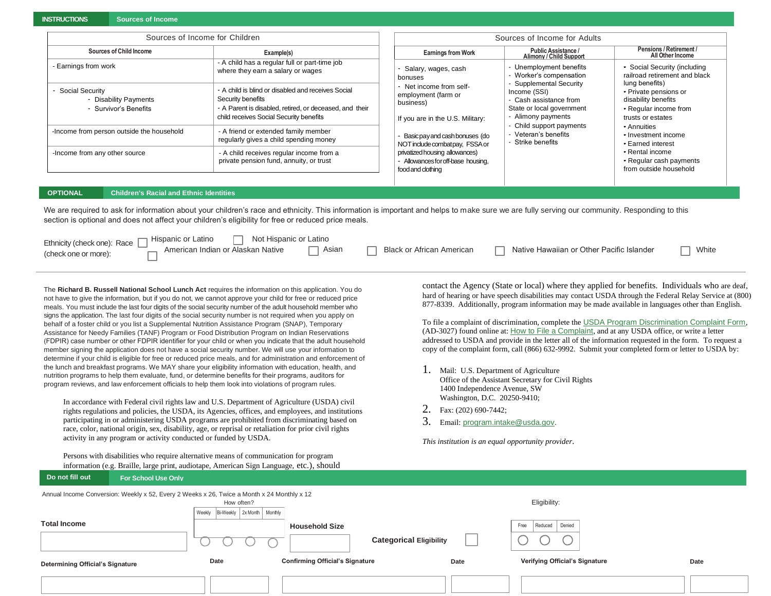**INSTRUCTIONS** Sources of Income

| Sources of Income for Children | |
|---|---|
| **Sources of Child Income** | **Example(s)** |
| - Earnings from work | - A child has a regular full or part-time job where they earn a salary or wages |
| - Social Security<br>- Disability Payments<br>- Survivor's Benefits | - A child is blind or disabled and receives Social Security benefits<br>- A Parent is disabled, retired, or deceased, and their child receives Social Security benefits |
| -Income from person outside the household | - A friend or extended family member regularly gives a child spending money |
| -Income from any other source | - A child receives regular income from a private pension fund, annuity, or trust |

| Sources of Income for Adults | | |
|---|---|---|
| **Earnings from Work** | **Public Assistance / Alimony / Child Support** | **Pensions / Retirement / All Other Income** |
| - Salary, wages, cash bonuses<br>- Net income from self-employment (farm or business)<br><br>If you are in the U.S. Military:<br><br>- Basic pay and cash bonuses (do NOT include combat pay, FSSA or privatized housing allowances)<br>- Allowances for off-base housing, food and clothing | - Unemployment benefits<br>- Worker's compensation<br>- Supplemental Security Income (SSI)<br>- Cash assistance from State or local government<br>- Alimony payments<br>- Child support payments<br>- Veteran's benefits<br>- Strike benefits | - Social Security (including railroad retirement and black lung benefits)<br>- Private pensions or disability benefits<br>- Regular income from trusts or estates<br>- Annuities<br>- Investment income<br>- Earned interest<br>- Rental income<br>- Regular cash payments from outside household |

**OPTIONAL** Children's Racial and Ethnic Identities

We are required to ask for information about your children's race and ethnicity. This information is important and helps to make sure we are fully serving our community. Responding to this section is optional and does not affect your children's eligibility for free or reduced price meals.

Ethnicity (check one): ☐ Hispanic or Latino ☐ Not Hispanic or Latino

Race (check one or more): ☐ American Indian or Alaskan Native ☐ Asian ☐ Black or African American ☐ Native Hawaiian or Other Pacific Islander ☐ White

The **Richard B. Russell National School Lunch Act** requires the information on this application. You do not have to give the information, but if you do not, we cannot approve your child for free or reduced price meals. You must include the last four digits of the social security number of the adult household member who signs the application. The last four digits of the social security number is not required when you apply on behalf of a foster child or you list a Supplemental Nutrition Assistance Program (SNAP), Temporary Assistance for Needy Families (TANF) Program or Food Distribution Program on Indian Reservations (FDPIR) case number or other FDPIR identifier for your child or when you indicate that the adult household member signing the application does not have a social security number. We will use your information to determine if your child is eligible for free or reduced price meals, and for administration and enforcement of the lunch and breakfast programs. We MAY share your eligibility information with education, health, and nutrition programs to help them evaluate, fund, or determine benefits for their programs, auditors for program reviews, and law enforcement officials to help them look into violations of program rules.

In accordance with Federal civil rights law and U.S. Department of Agriculture (USDA) civil rights regulations and policies, the USDA, its Agencies, offices, and employees, and institutions participating in or administering USDA programs are prohibited from discriminating based on race, color, national origin, sex, disability, age, or reprisal or retaliation for prior civil rights activity in any program or activity conducted or funded by USDA.

Persons with disabilities who require alternative means of communication for program information (e.g. Braille, large print, audiotape, American Sign Language, etc.), should contact the Agency (State or local) where they applied for benefits. Individuals who are deaf, hard of hearing or have speech disabilities may contact USDA through the Federal Relay Service at (800) 877-8339. Additionally, program information may be made available in languages other than English.

To file a complaint of discrimination, complete the USDA Program Discrimination Complaint Form, (AD-3027) found online at: How to File a Complaint, and at any USDA office, or write a letter addressed to USDA and provide in the letter all of the information requested in the form. To request a copy of the complaint form, call (866) 632-9992. Submit your completed form or letter to USDA by:

1. Mail: U.S. Department of Agriculture
   Office of the Assistant Secretary for Civil Rights
   1400 Independence Avenue, SW
   Washington, D.C. 20250-9410;
2. Fax: (202) 690-7442;
3. Email: program.intake@usda.gov.

*This institution is an equal opportunity provider.*

**Do not fill out** For School Use Only

Annual Income Conversion: Weekly x 52, Every 2 Weeks x 26, Twice a Month x 24 Monthly x 12

**Total Income** ______ How often? ◯ Weekly ◯ Bi-Weekly ◯ 2x Month ◯ Monthly

**Household Size** ______

**Categorical Eligibility** ☐

Eligibility: ◯ Free ◯ Reduced ◯ Denied

**Determining Official's Signature** ______ **Date** ______

**Confirming Official's Signature** ______ **Date** ______

**Verifying Official's Signature** ______ **Date** ______